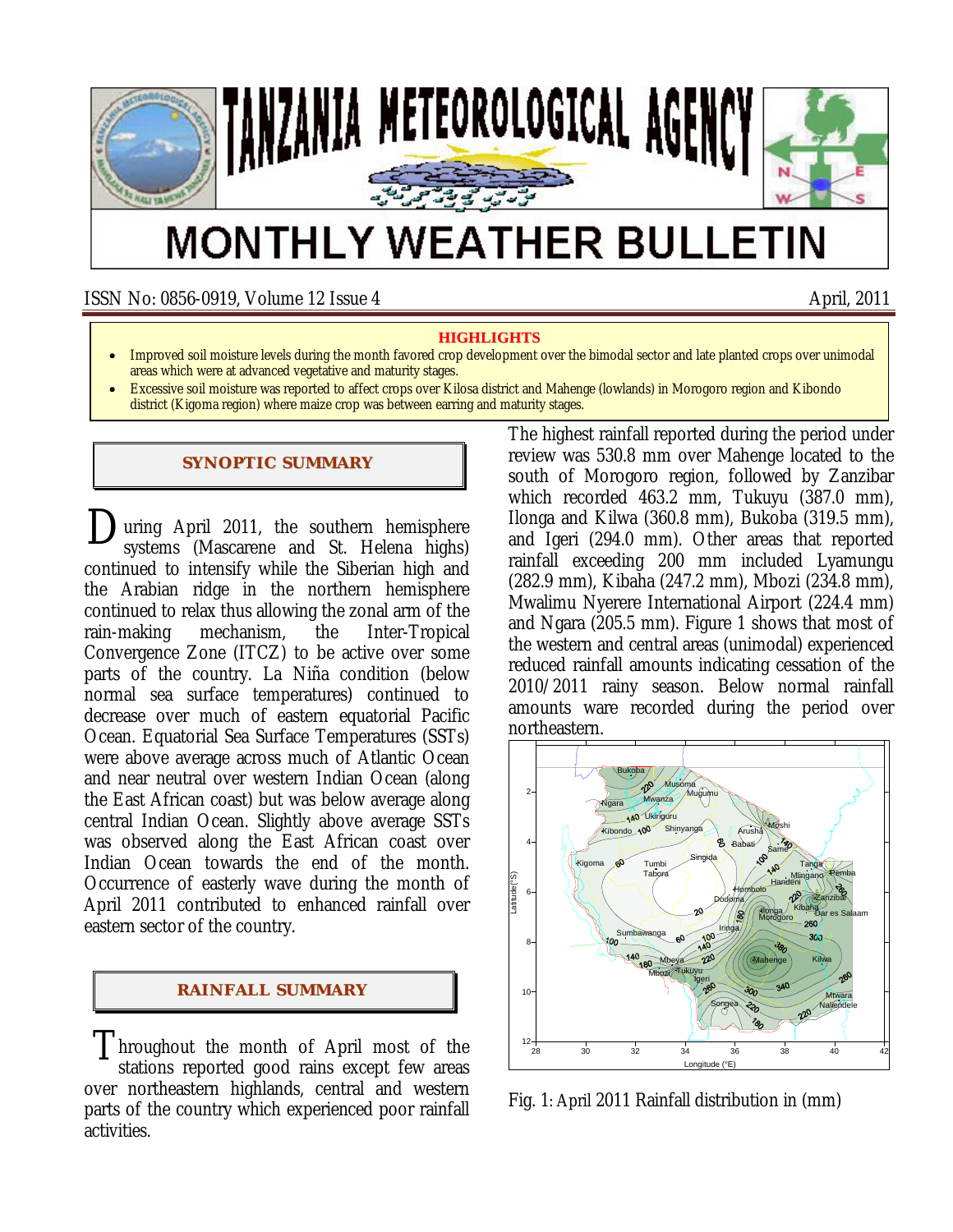# TANZANIA METEOROLOGICAL AGENCY

# MONTHLY WEATHER BULLETIN

ISSN No: 0856-0919, Volume 12 Issue 4 — April, 2011

**HIGHLIGHTS**

- Improved soil moisture levels during the month favored crop development over the bimodal sector and late planted crops over unimodal areas which were at advanced vegetative and maturity stages.
- Excessive soil moisture was reported to affect crops over Kilosa district and Mahenge (lowlands) in Morogoro region and Kibondo district (Kigoma region) where maize crop was between earring and maturity stages.

## SYNOPTIC SUMMARY

During April 2011, the southern hemisphere systems (Mascarene and St. Helena highs) continued to intensify while the Siberian high and the Arabian ridge in the northern hemisphere continued to relax thus allowing the zonal arm of the rain-making mechanism, the Inter-Tropical Convergence Zone (ITCZ) to be active over some parts of the country. La Niña condition (below normal sea surface temperatures) continued to decrease over much of eastern equatorial Pacific Ocean. Equatorial Sea Surface Temperatures (SSTs) were above average across much of Atlantic Ocean and near neutral over western Indian Ocean (along the East African coast) but was below average along central Indian Ocean. Slightly above average SSTs was observed along the East African coast over Indian Ocean towards the end of the month. Occurrence of easterly wave during the month of April 2011 contributed to enhanced rainfall over eastern sector of the country.

## RAINFALL SUMMARY

Throughout the month of April most of the stations reported good rains except few areas over northeastern highlands, central and western parts of the country which experienced poor rainfall activities.

The highest rainfall reported during the period under review was 530.8 mm over Mahenge located to the south of Morogoro region, followed by Zanzibar which recorded 463.2 mm, Tukuyu (387.0 mm), Ilonga and Kilwa (360.8 mm), Bukoba (319.5 mm), and Igeri (294.0 mm). Other areas that reported rainfall exceeding 200 mm included Lyamungu (282.9 mm), Kibaha (247.2 mm), Mbozi (234.8 mm), Mwalimu Nyerere International Airport (224.4 mm) and Ngara (205.5 mm). Figure 1 shows that most of the western and central areas (unimodal) experienced reduced rainfall amounts indicating cessation of the 2010/2011 rainy season. Below normal rainfall amounts ware recorded during the period over northeastern.

Fig. 1: April 2011 Rainfall distribution in (mm)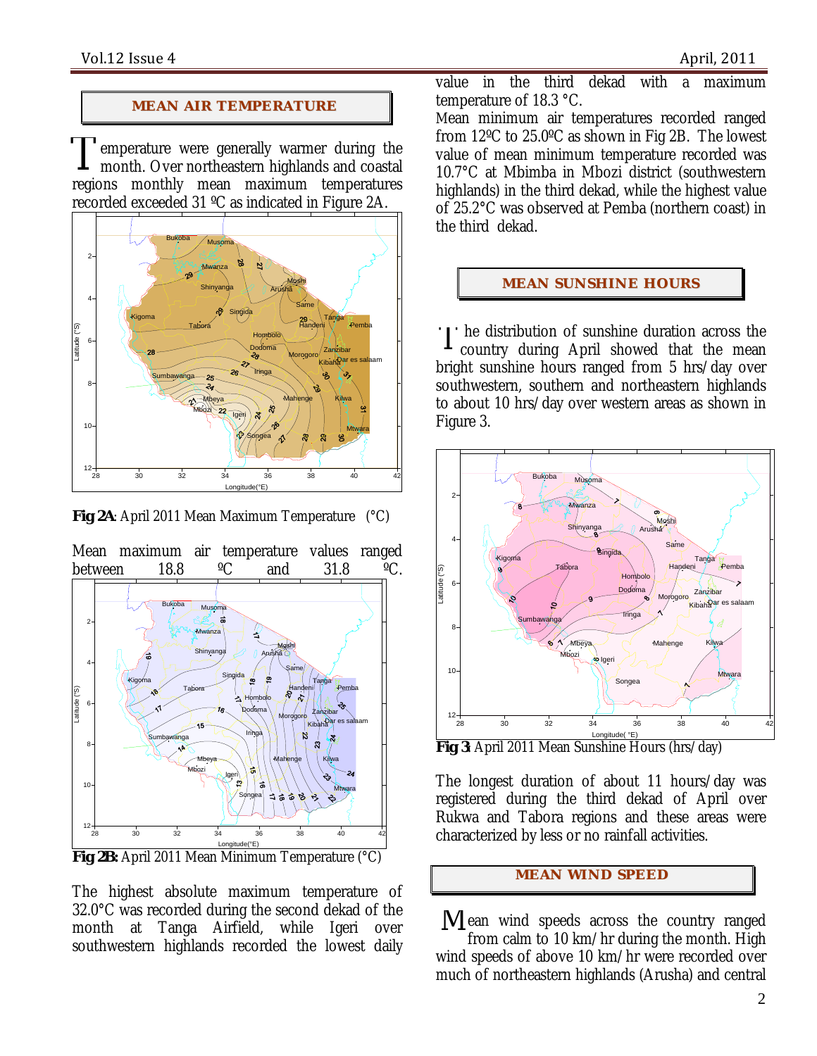## MEAN AIR TEMPERATURE

Temperature were generally warmer during the month. Over northeastern highlands and coastal regions monthly mean maximum temperatures recorded exceeded 31 ºC as indicated in Figure 2A.

**Fig 2A**: April 2011 Mean Maximum Temperature (°C)

Mean maximum air temperature values ranged between 18.8 ºC and 31.8 ºC.

**Fig 2B:** April 2011 Mean Minimum Temperature (°C)

The highest absolute maximum temperature of 32.0°C was recorded during the second dekad of the month at Tanga Airfield, while Igeri over southwestern highlands recorded the lowest daily value in the third dekad with a maximum temperature of 18.3 °C.

Mean minimum air temperatures recorded ranged from 12ºC to 25.0ºC as shown in Fig 2B. The lowest value of mean minimum temperature recorded was 10.7°C at Mbimba in Mbozi district (southwestern highlands) in the third dekad, while the highest value of 25.2°C was observed at Pemba (northern coast) in the third dekad.

## MEAN SUNSHINE HOURS

The distribution of sunshine duration across the country during April showed that the mean bright sunshine hours ranged from 5 hrs/day over southwestern, southern and northeastern highlands to about 10 hrs/day over western areas as shown in Figure 3.

**Fig 3**: April 2011 Mean Sunshine Hours (hrs/day)

The longest duration of about 11 hours/day was registered during the third dekad of April over Rukwa and Tabora regions and these areas were characterized by less or no rainfall activities.

## MEAN WIND SPEED

Mean wind speeds across the country ranged from calm to 10 km/hr during the month. High wind speeds of above 10 km/hr were recorded over much of northeastern highlands (Arusha) and central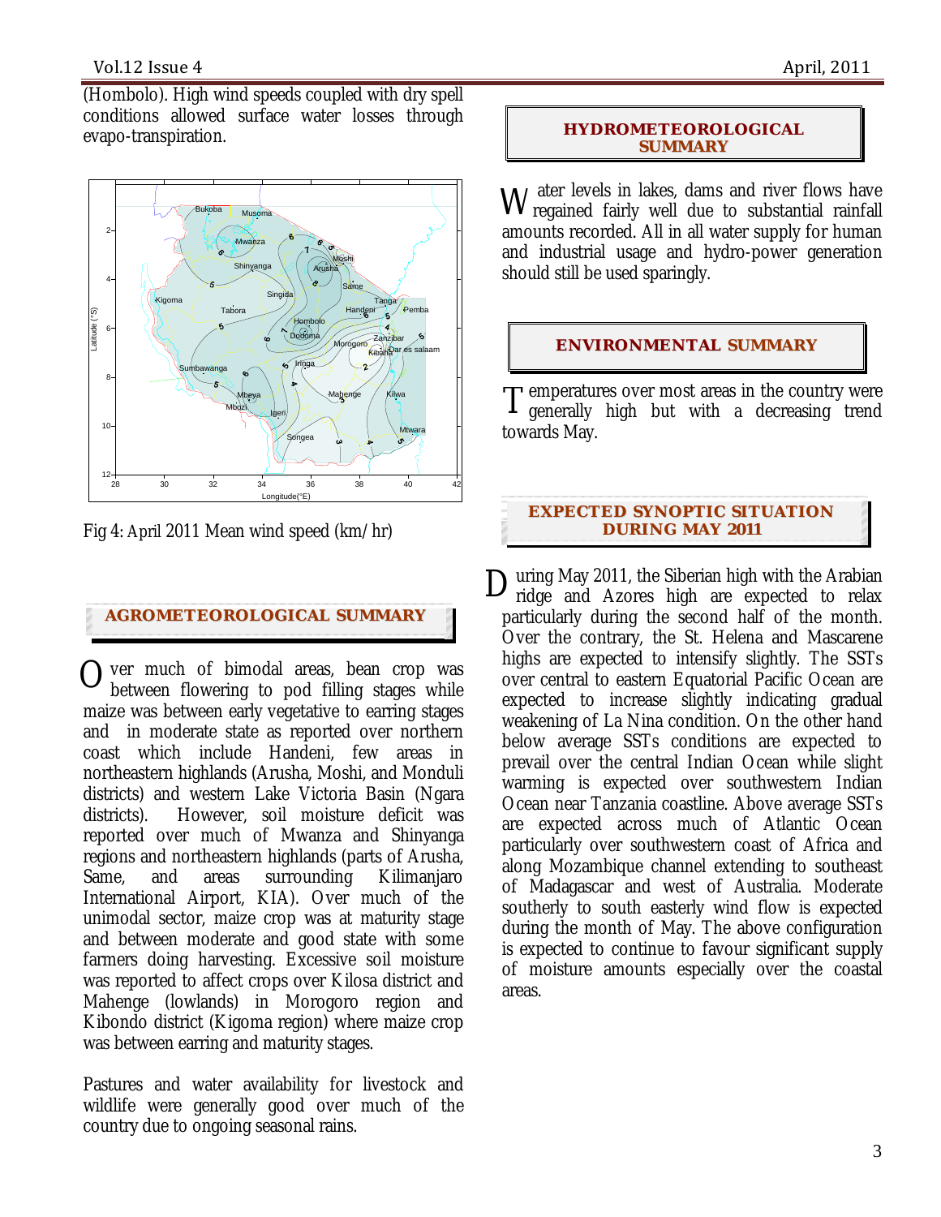(Hombolo). High wind speeds coupled with dry spell conditions allowed surface water losses through evapo-transpiration.

Fig 4: April 2011 Mean wind speed (km/hr)

## AGROMETEOROLOGICAL SUMMARY

Over much of bimodal areas, bean crop was between flowering to pod filling stages while maize was between early vegetative to earring stages and in moderate state as reported over northern coast which include Handeni, few areas in northeastern highlands (Arusha, Moshi, and Monduli districts) and western Lake Victoria Basin (Ngara districts). However, soil moisture deficit was reported over much of Mwanza and Shinyanga regions and northeastern highlands (parts of Arusha, Same, and areas surrounding Kilimanjaro International Airport, KIA). Over much of the unimodal sector, maize crop was at maturity stage and between moderate and good state with some farmers doing harvesting. Excessive soil moisture was reported to affect crops over Kilosa district and Mahenge (lowlands) in Morogoro region and Kibondo district (Kigoma region) where maize crop was between earring and maturity stages.

Pastures and water availability for livestock and wildlife were generally good over much of the country due to ongoing seasonal rains.

## HYDROMETEOROLOGICAL SUMMARY

Water levels in lakes, dams and river flows have regained fairly well due to substantial rainfall amounts recorded. All in all water supply for human and industrial usage and hydro-power generation should still be used sparingly.

## ENVIRONMENTAL SUMMARY

Temperatures over most areas in the country were generally high but with a decreasing trend towards May.

## EXPECTED SYNOPTIC SITUATION DURING MAY 2011

During May 2011, the Siberian high with the Arabian ridge and Azores high are expected to relax particularly during the second half of the month. Over the contrary, the St. Helena and Mascarene highs are expected to intensify slightly. The SSTs over central to eastern Equatorial Pacific Ocean are expected to increase slightly indicating gradual weakening of La Nina condition. On the other hand below average SSTs conditions are expected to prevail over the central Indian Ocean while slight warming is expected over southwestern Indian Ocean near Tanzania coastline. Above average SSTs are expected across much of Atlantic Ocean particularly over southwestern coast of Africa and along Mozambique channel extending to southeast of Madagascar and west of Australia. Moderate southerly to south easterly wind flow is expected during the month of May. The above configuration is expected to continue to favour significant supply of moisture amounts especially over the coastal areas.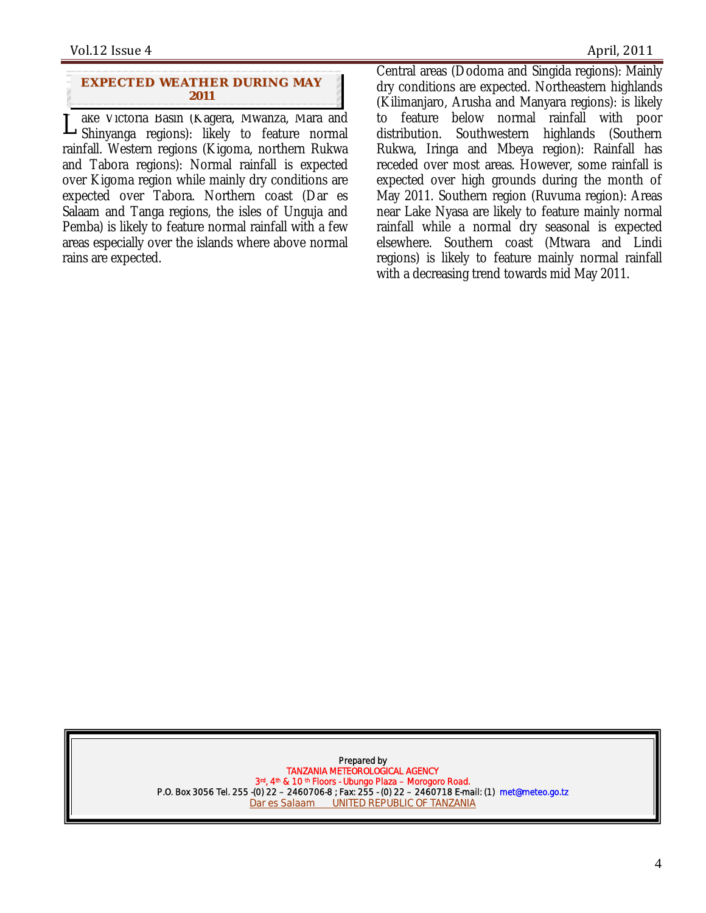## EXPECTED WEATHER DURING MAY 2011

Lake Victoria Basin (Kagera, Mwanza, Mara and Shinyanga regions): likely to feature normal rainfall. Western regions (Kigoma, northern Rukwa and Tabora regions): Normal rainfall is expected over Kigoma region while mainly dry conditions are expected over Tabora. Northern coast (Dar es Salaam and Tanga regions, the isles of Unguja and Pemba) is likely to feature normal rainfall with a few areas especially over the islands where above normal rains are expected. Central areas (Dodoma and Singida regions): Mainly dry conditions are expected. Northeastern highlands (Kilimanjaro, Arusha and Manyara regions): is likely to feature below normal rainfall with poor distribution. Southwestern highlands (Southern Rukwa, Iringa and Mbeya region): Rainfall has receded over most areas. However, some rainfall is expected over high grounds during the month of May 2011. Southern region (Ruvuma region): Areas near Lake Nyasa are likely to feature mainly normal rainfall while a normal dry seasonal is expected elsewhere. Southern coast (Mtwara and Lindi regions) is likely to feature mainly normal rainfall with a decreasing trend towards mid May 2011.

Prepared by
TANZANIA METEOROLOGICAL AGENCY
3rd, 4th & 10th Floors - Ubungo Plaza – Morogoro Road.
P.O. Box 3056 Tel. 255 -(0) 22 – 2460706-8 ; Fax: 255 - (0) 22 – 2460718 E-mail: (1) met@meteo.go.tz
Dar es Salaam UNITED REPUBLIC OF TANZANIA